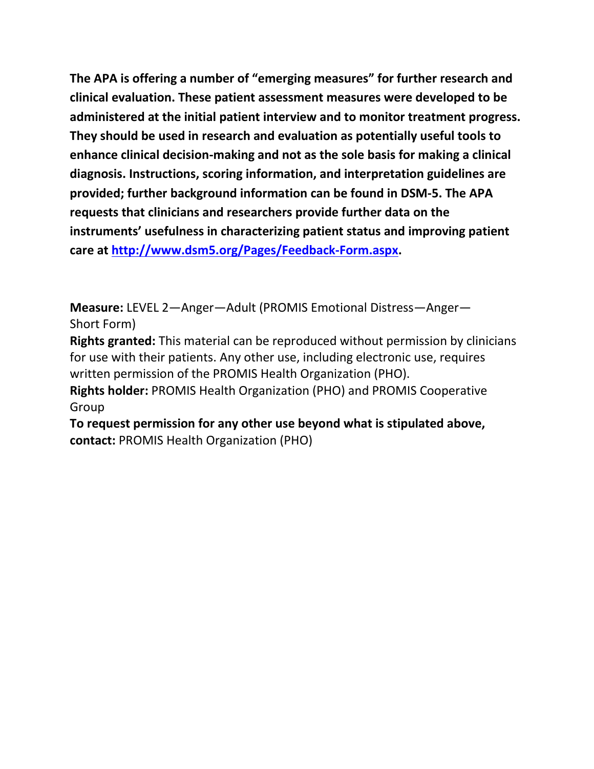**The APA is offering a number of "emerging measures" for further research and clinical evaluation. These patient assessment measures were developed to be administered at the initial patient interview and to monitor treatment progress. They should be used in research and evaluation as potentially useful tools to enhance clinical decision-making and not as the sole basis for making a clinical diagnosis. Instructions, scoring information, and interpretation guidelines are provided; further background information can be found in DSM-5. The APA requests that clinicians and researchers provide further data on the instruments' usefulness in characterizing patient status and improving patient care at [http://www.dsm5.org/Pages/Feedback-Form.aspx](http://www.dsm5.org/Pages/Feedback-Form.aspx).**

**Measure:** LEVEL 2—Anger—Adult (PROMIS Emotional Distress—Anger—Short Form)

**Rights granted:** This material can be reproduced without permission by clinicians for use with their patients. Any other use, including electronic use, requires written permission of the PROMIS Health Organization (PHO).

**Rights holder:** PROMIS Health Organization (PHO) and PROMIS Cooperative Group

**To request permission for any other use beyond what is stipulated above, contact:** PROMIS Health Organization (PHO)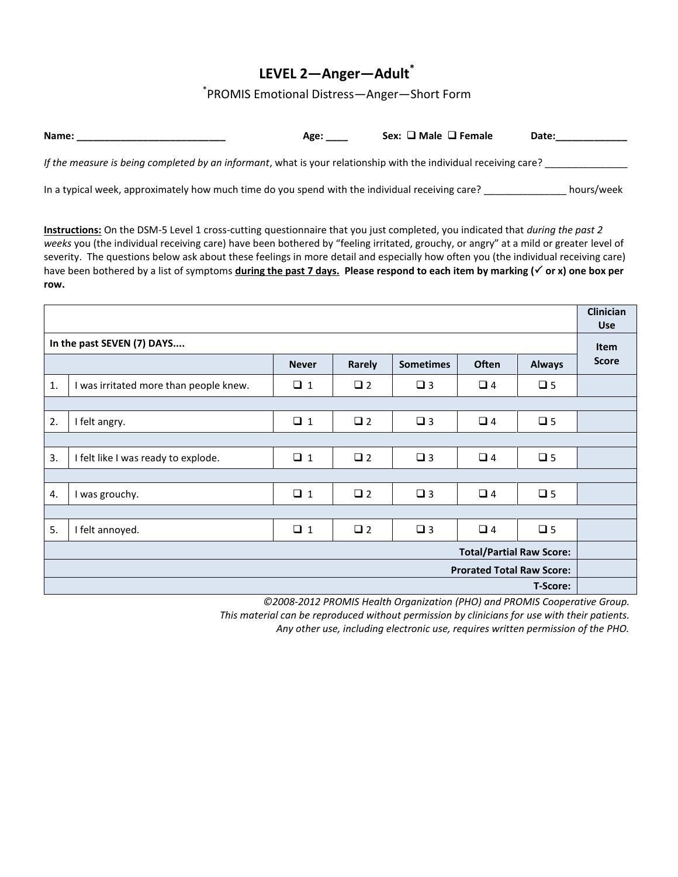# LEVEL 2—Anger—Adult*

*PROMIS Emotional Distress—Anger—Short Form

**Name: ___________________________ Age: ____ Sex: ❑ Male ❑ Female Date:_____________**

*If the measure is being completed by an informant*, what is your relationship with the individual receiving care? _______________

In a typical week, approximately how much time do you spend with the individual receiving care? _______________ hours/week

**Instructions:** On the DSM-5 Level 1 cross-cutting questionnaire that you just completed, you indicated that *during the past 2 weeks* you (the individual receiving care) have been bothered by "feeling irritated, grouchy, or angry" at a mild or greater level of severity. The questions below ask about these feelings in more detail and especially how often you (the individual receiving care) have been bothered by a list of symptoms **during the past 7 days. Please respond to each item by marking (✓ or x) one box per row.**

| | | | | | | | Clinician Use |
|---|---|---|---|---|---|---|---|
| **In the past SEVEN (7) DAYS....** | | | | | | | **Item Score** |
| | | **Never** | **Rarely** | **Sometimes** | **Often** | **Always** | |
| 1. | I was irritated more than people knew. | ❑ 1 | ❑ 2 | ❑ 3 | ❑ 4 | ❑ 5 | |
| 2. | I felt angry. | ❑ 1 | ❑ 2 | ❑ 3 | ❑ 4 | ❑ 5 | |
| 3. | I felt like I was ready to explode. | ❑ 1 | ❑ 2 | ❑ 3 | ❑ 4 | ❑ 5 | |
| 4. | I was grouchy. | ❑ 1 | ❑ 2 | ❑ 3 | ❑ 4 | ❑ 5 | |
| 5. | I felt annoyed. | ❑ 1 | ❑ 2 | ❑ 3 | ❑ 4 | ❑ 5 | |
| | | | | | | **Total/Partial Raw Score:** | |
| | | | | | | **Prorated Total Raw Score:** | |
| | | | | | | **T-Score:** | |

*©2008-2012 PROMIS Health Organization (PHO) and PROMIS Cooperative Group.*
*This material can be reproduced without permission by clinicians for use with their patients.*
*Any other use, including electronic use, requires written permission of the PHO.*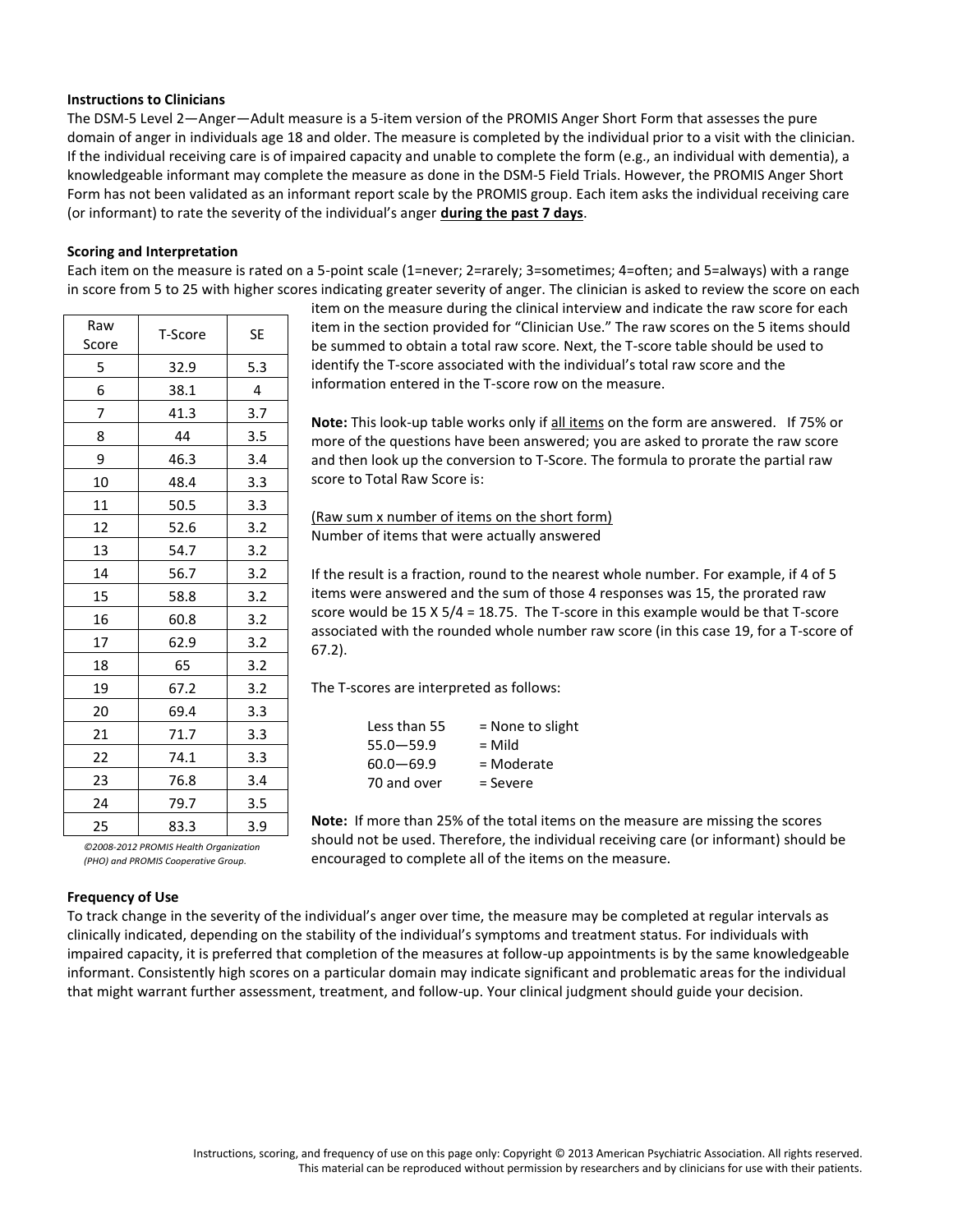**Instructions to Clinicians**

The DSM-5 Level 2—Anger—Adult measure is a 5-item version of the PROMIS Anger Short Form that assesses the pure domain of anger in individuals age 18 and older. The measure is completed by the individual prior to a visit with the clinician. If the individual receiving care is of impaired capacity and unable to complete the form (e.g., an individual with dementia), a knowledgeable informant may complete the measure as done in the DSM-5 Field Trials. However, the PROMIS Anger Short Form has not been validated as an informant report scale by the PROMIS group. Each item asks the individual receiving care (or informant) to rate the severity of the individual's anger **during the past 7 days**.

**Scoring and Interpretation**

Each item on the measure is rated on a 5-point scale (1=never; 2=rarely; 3=sometimes; 4=often; and 5=always) with a range in score from 5 to 25 with higher scores indicating greater severity of anger. The clinician is asked to review the score on each item on the measure during the clinical interview and indicate the raw score for each item in the section provided for "Clinician Use." The raw scores on the 5 items should be summed to obtain a total raw score. Next, the T-score table should be used to identify the T-score associated with the individual's total raw score and the information entered in the T-score row on the measure.

| Raw Score | T-Score | SE |
|---|---|---|
| 5 | 32.9 | 5.3 |
| 6 | 38.1 | 4 |
| 7 | 41.3 | 3.7 |
| 8 | 44 | 3.5 |
| 9 | 46.3 | 3.4 |
| 10 | 48.4 | 3.3 |
| 11 | 50.5 | 3.3 |
| 12 | 52.6 | 3.2 |
| 13 | 54.7 | 3.2 |
| 14 | 56.7 | 3.2 |
| 15 | 58.8 | 3.2 |
| 16 | 60.8 | 3.2 |
| 17 | 62.9 | 3.2 |
| 18 | 65 | 3.2 |
| 19 | 67.2 | 3.2 |
| 20 | 69.4 | 3.3 |
| 21 | 71.7 | 3.3 |
| 22 | 74.1 | 3.3 |
| 23 | 76.8 | 3.4 |
| 24 | 79.7 | 3.5 |
| 25 | 83.3 | 3.9 |

*©2008-2012 PROMIS Health Organization (PHO) and PROMIS Cooperative Group.*

**Note:** This look-up table works only if all items on the form are answered. If 75% or more of the questions have been answered; you are asked to prorate the raw score and then look up the conversion to T-Score. The formula to prorate the partial raw score to Total Raw Score is:

$$\frac{\text{Raw sum x number of items on the short form}}{\text{Number of items that were actually answered}}$$

If the result is a fraction, round to the nearest whole number. For example, if 4 of 5 items were answered and the sum of those 4 responses was 15, the prorated raw score would be 15 X 5/4 = 18.75. The T-score in this example would be that T-score associated with the rounded whole number raw score (in this case 19, for a T-score of 67.2).

The T-scores are interpreted as follows:

- Less than 55 = None to slight
- 55.0—59.9 = Mild
- 60.0—69.9 = Moderate
- 70 and over = Severe

**Note:** If more than 25% of the total items on the measure are missing the scores should not be used. Therefore, the individual receiving care (or informant) should be encouraged to complete all of the items on the measure.

**Frequency of Use**

To track change in the severity of the individual's anger over time, the measure may be completed at regular intervals as clinically indicated, depending on the stability of the individual's symptoms and treatment status. For individuals with impaired capacity, it is preferred that completion of the measures at follow-up appointments is by the same knowledgeable informant. Consistently high scores on a particular domain may indicate significant and problematic areas for the individual that might warrant further assessment, treatment, and follow-up. Your clinical judgment should guide your decision.

Instructions, scoring, and frequency of use on this page only: Copyright © 2013 American Psychiatric Association. All rights reserved. This material can be reproduced without permission by researchers and by clinicians for use with their patients.